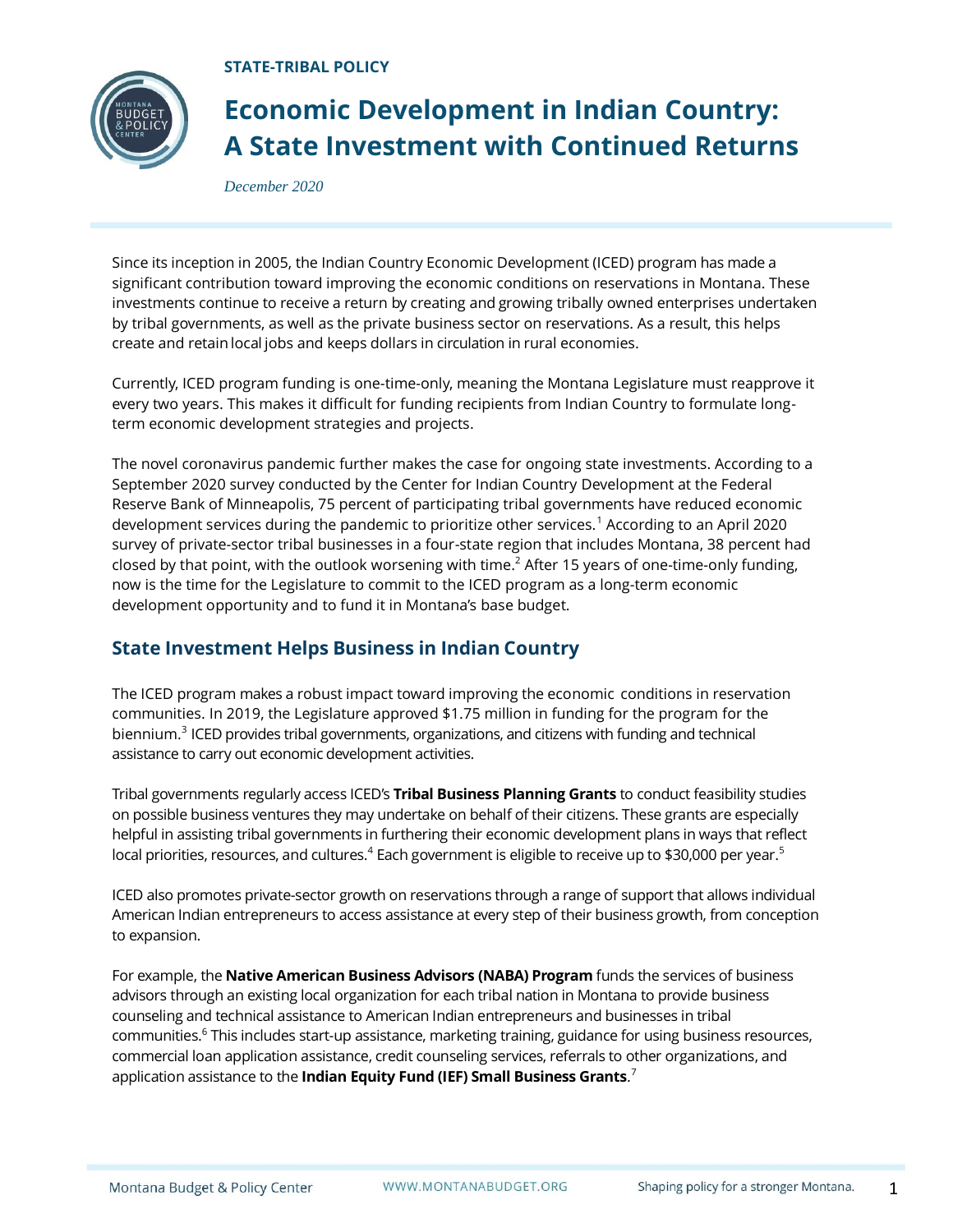**STATE-TRIBAL POLICY**

# Economic Development in Indian Country: A State Investment with Continued Returns

*December 2020*

Since its inception in 2005, the Indian Country Economic Development (ICED) program has made a significant contribution toward improving the economic conditions on reservations in Montana. These investments continue to receive a return by creating and growing tribally owned enterprises undertaken by tribal governments, as well as the private business sector on reservations. As a result, this helps create and retain local jobs and keeps dollars in circulation in rural economies.

Currently, ICED program funding is one-time-only, meaning the Montana Legislature must reapprove it every two years. This makes it difficult for funding recipients from Indian Country to formulate long-term economic development strategies and projects.

The novel coronavirus pandemic further makes the case for ongoing state investments. According to a September 2020 survey conducted by the Center for Indian Country Development at the Federal Reserve Bank of Minneapolis, 75 percent of participating tribal governments have reduced economic development services during the pandemic to prioritize other services.[1] According to an April 2020 survey of private-sector tribal businesses in a four-state region that includes Montana, 38 percent had closed by that point, with the outlook worsening with time.[2] After 15 years of one-time-only funding, now is the time for the Legislature to commit to the ICED program as a long-term economic development opportunity and to fund it in Montana's base budget.

## State Investment Helps Business in Indian Country

The ICED program makes a robust impact toward improving the economic conditions in reservation communities. In 2019, the Legislature approved $1.75 million in funding for the program for the biennium.[3] ICED provides tribal governments, organizations, and citizens with funding and technical assistance to carry out economic development activities.

Tribal governments regularly access ICED's **Tribal Business Planning Grants** to conduct feasibility studies on possible business ventures they may undertake on behalf of their citizens. These grants are especially helpful in assisting tribal governments in furthering their economic development plans in ways that reflect local priorities, resources, and cultures.[4] Each government is eligible to receive up to $30,000 per year.[5]

ICED also promotes private-sector growth on reservations through a range of support that allows individual American Indian entrepreneurs to access assistance at every step of their business growth, from conception to expansion.

For example, the **Native American Business Advisors (NABA) Program** funds the services of business advisors through an existing local organization for each tribal nation in Montana to provide business counseling and technical assistance to American Indian entrepreneurs and businesses in tribal communities.[6] This includes start-up assistance, marketing training, guidance for using business resources, commercial loan application assistance, credit counseling services, referrals to other organizations, and application assistance to the **Indian Equity Fund (IEF) Small Business Grants**.[7]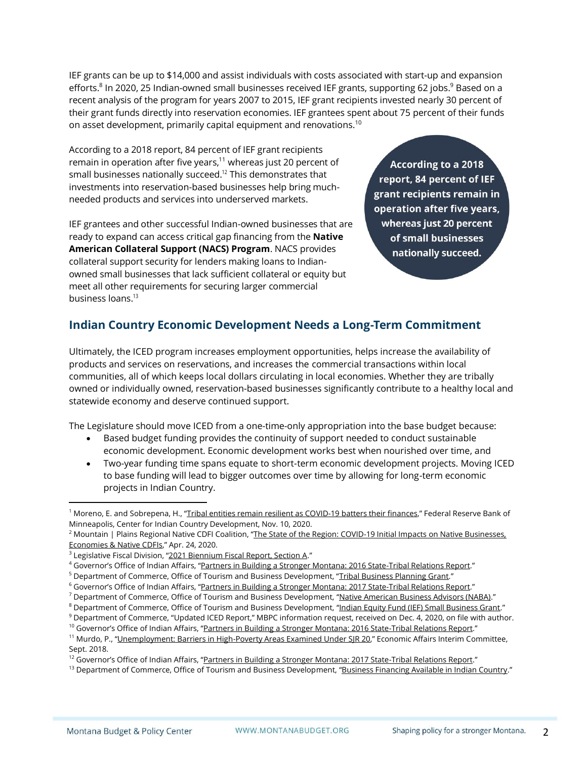IEF grants can be up to $14,000 and assist individuals with costs associated with start-up and expansion efforts.[8] In 2020, 25 Indian-owned small businesses received IEF grants, supporting 62 jobs.[9] Based on a recent analysis of the program for years 2007 to 2015, IEF grant recipients invested nearly 30 percent of their grant funds directly into reservation economies. IEF grantees spent about 75 percent of their funds on asset development, primarily capital equipment and renovations.[10]

According to a 2018 report, 84 percent of IEF grant recipients remain in operation after five years,[11] whereas just 20 percent of small businesses nationally succeed.[12] This demonstrates that investments into reservation-based businesses help bring much-needed products and services into underserved markets.

**According to a 2018 report, 84 percent of IEF grant recipients remain in operation after five years, whereas just 20 percent of small businesses nationally succeed.**

IEF grantees and other successful Indian-owned businesses that are ready to expand can access critical gap financing from the **Native American Collateral Support (NACS) Program**. NACS provides collateral support security for lenders making loans to Indian-owned small businesses that lack sufficient collateral or equity but meet all other requirements for securing larger commercial business loans.[13]

## Indian Country Economic Development Needs a Long-Term Commitment

Ultimately, the ICED program increases employment opportunities, helps increase the availability of products and services on reservations, and increases the commercial transactions within local communities, all of which keeps local dollars circulating in local economies. Whether they are tribally owned or individually owned, reservation-based businesses significantly contribute to a healthy local and statewide economy and deserve continued support.

The Legislature should move ICED from a one-time-only appropriation into the base budget because:

- Based budget funding provides the continuity of support needed to conduct sustainable economic development. Economic development works best when nourished over time, and
- Two-year funding time spans equate to short-term economic development projects. Moving ICED to base funding will lead to bigger outcomes over time by allowing for long-term economic projects in Indian Country.

---

[1] Moreno, E. and Sobrepena, H., "Tribal entities remain resilient as COVID-19 batters their finances," Federal Reserve Bank of Minneapolis, Center for Indian Country Development, Nov. 10, 2020.

[2] Mountain | Plains Regional Native CDFI Coalition, "The State of the Region: COVID-19 Initial Impacts on Native Businesses, Economies & Native CDFIs," Apr. 24, 2020.

[3] Legislative Fiscal Division, "2021 Biennium Fiscal Report, Section A."

[4] Governor's Office of Indian Affairs, "Partners in Building a Stronger Montana: 2016 State-Tribal Relations Report."

[5] Department of Commerce, Office of Tourism and Business Development, "Tribal Business Planning Grant."

[6] Governor's Office of Indian Affairs, "Partners in Building a Stronger Montana: 2017 State-Tribal Relations Report."

[7] Department of Commerce, Office of Tourism and Business Development, "Native American Business Advisors (NABA)."

[8] Department of Commerce, Office of Tourism and Business Development, "Indian Equity Fund (IEF) Small Business Grant."

[9] Department of Commerce, "Updated ICED Report," MBPC information request, received on Dec. 4, 2020, on file with author.

[10] Governor's Office of Indian Affairs, "Partners in Building a Stronger Montana: 2016 State-Tribal Relations Report."

[11] Murdo, P., "Unemployment: Barriers in High-Poverty Areas Examined Under SJR 20," Economic Affairs Interim Committee, Sept. 2018.

[12] Governor's Office of Indian Affairs, "Partners in Building a Stronger Montana: 2017 State-Tribal Relations Report."

[13] Department of Commerce, Office of Tourism and Business Development, "Business Financing Available in Indian Country."